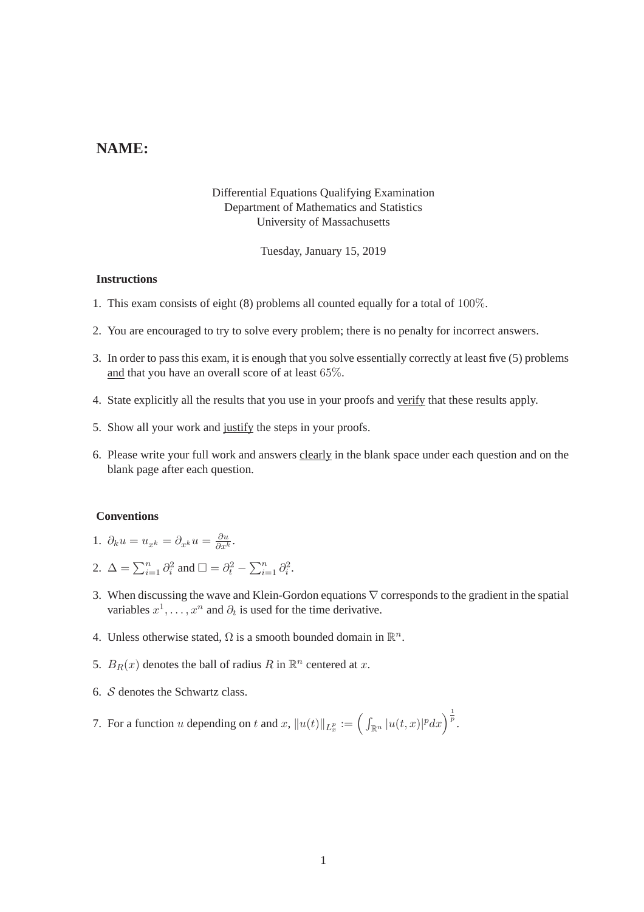# NAME:

Differential Equations Qualifying Examination
Department of Mathematics and Statistics
University of Massachusetts

Tuesday, January 15, 2019

### Instructions

1. This exam consists of eight (8) problems all counted equally for a total of $100\%$.
2. You are encouraged to try to solve every problem; there is no penalty for incorrect answers.
3. In order to pass this exam, it is enough that you solve essentially correctly at least five (5) problems and that you have an overall score of at least $65\%$.
4. State explicitly all the results that you use in your proofs and verify that these results apply.
5. Show all your work and justify the steps in your proofs.
6. Please write your full work and answers clearly in the blank space under each question and on the blank page after each question.

### Conventions

1. $\partial_k u = u_{x^k} = \partial_{x^k} u = \frac{\partial u}{\partial x^k}$.
2. $\Delta = \sum_{i=1}^n \partial_i^2$ and $\Box = \partial_t^2 - \sum_{i=1}^n \partial_i^2$.
3. When discussing the wave and Klein-Gordon equations $\nabla$ corresponds to the gradient in the spatial variables $x^1, \ldots, x^n$ and $\partial_t$ is used for the time derivative.
4. Unless otherwise stated, $\Omega$ is a smooth bounded domain in $\mathbb{R}^n$.
5. $B_R(x)$ denotes the ball of radius $R$ in $\mathbb{R}^n$ centered at $x$.
6. $\mathcal{S}$ denotes the Schwartz class.
7. For a function $u$ depending on $t$ and $x$, $\|u(t)\|_{L^p_x} := \left( \int_{\mathbb{R}^n} |u(t,x)|^p dx \right)^{\frac{1}{p}}$.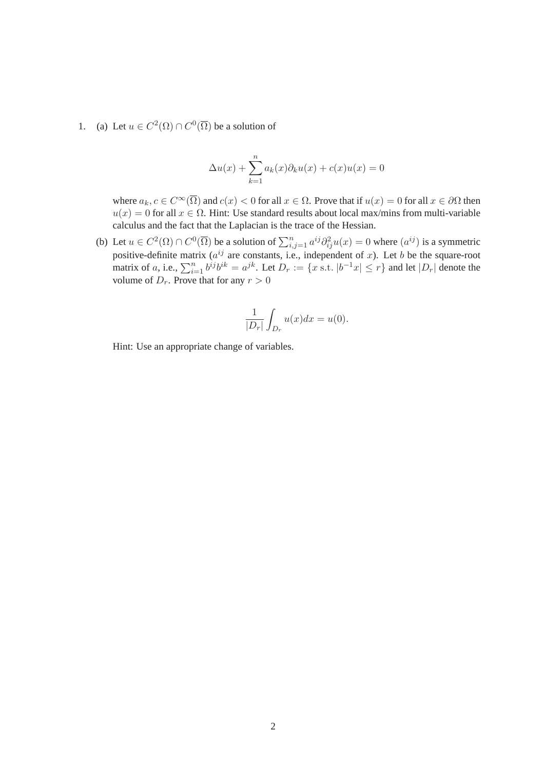1. (a) Let $u \in C^2(\Omega) \cap C^0(\overline{\Omega})$ be a solution of

$$\Delta u(x) + \sum_{k=1}^{n} a_k(x)\partial_k u(x) + c(x)u(x) = 0$$

where $a_k, c \in C^\infty(\overline{\Omega})$ and $c(x) < 0$ for all $x \in \Omega$. Prove that if $u(x) = 0$ for all $x \in \partial\Omega$ then $u(x) = 0$ for all $x \in \Omega$. Hint: Use standard results about local max/mins from multi-variable calculus and the fact that the Laplacian is the trace of the Hessian.

(b) Let $u \in C^2(\Omega) \cap C^0(\overline{\Omega})$ be a solution of $\sum_{i,j=1}^{n} a^{ij}\partial_{ij}^2 u(x) = 0$ where $(a^{ij})$ is a symmetric positive-definite matrix ($a^{ij}$ are constants, i.e., independent of $x$). Let $b$ be the square-root matrix of $a$, i.e., $\sum_{i=1}^{n} b^{ij}b^{ik} = a^{jk}$. Let $D_r := \{x \text{ s.t. } |b^{-1}x| \leq r\}$ and let $|D_r|$ denote the volume of $D_r$. Prove that for any $r > 0$

$$\frac{1}{|D_r|}\int_{D_r} u(x)dx = u(0).$$

Hint: Use an appropriate change of variables.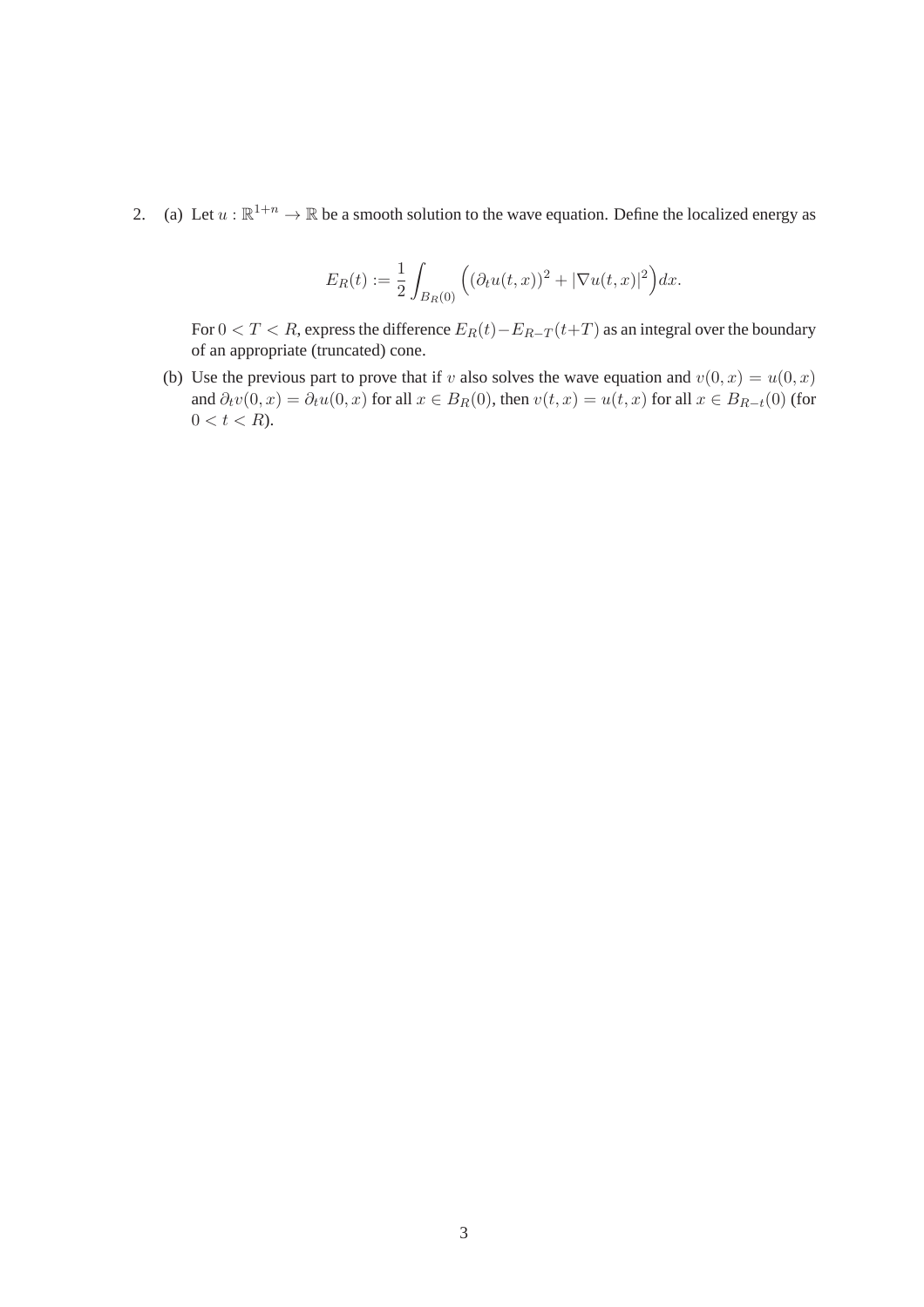2. (a) Let $u : \mathbb{R}^{1+n} \to \mathbb{R}$ be a smooth solution to the wave equation. Define the localized energy as

$$E_R(t) := \frac{1}{2} \int_{B_R(0)} \Big( (\partial_t u(t,x))^2 + |\nabla u(t,x)|^2 \Big) dx.$$

For $0 < T < R$, express the difference $E_R(t) - E_{R-T}(t+T)$ as an integral over the boundary of an appropriate (truncated) cone.

(b) Use the previous part to prove that if $v$ also solves the wave equation and $v(0,x) = u(0,x)$ and $\partial_t v(0,x) = \partial_t u(0,x)$ for all $x \in B_R(0)$, then $v(t,x) = u(t,x)$ for all $x \in B_{R-t}(0)$ (for $0 < t < R$).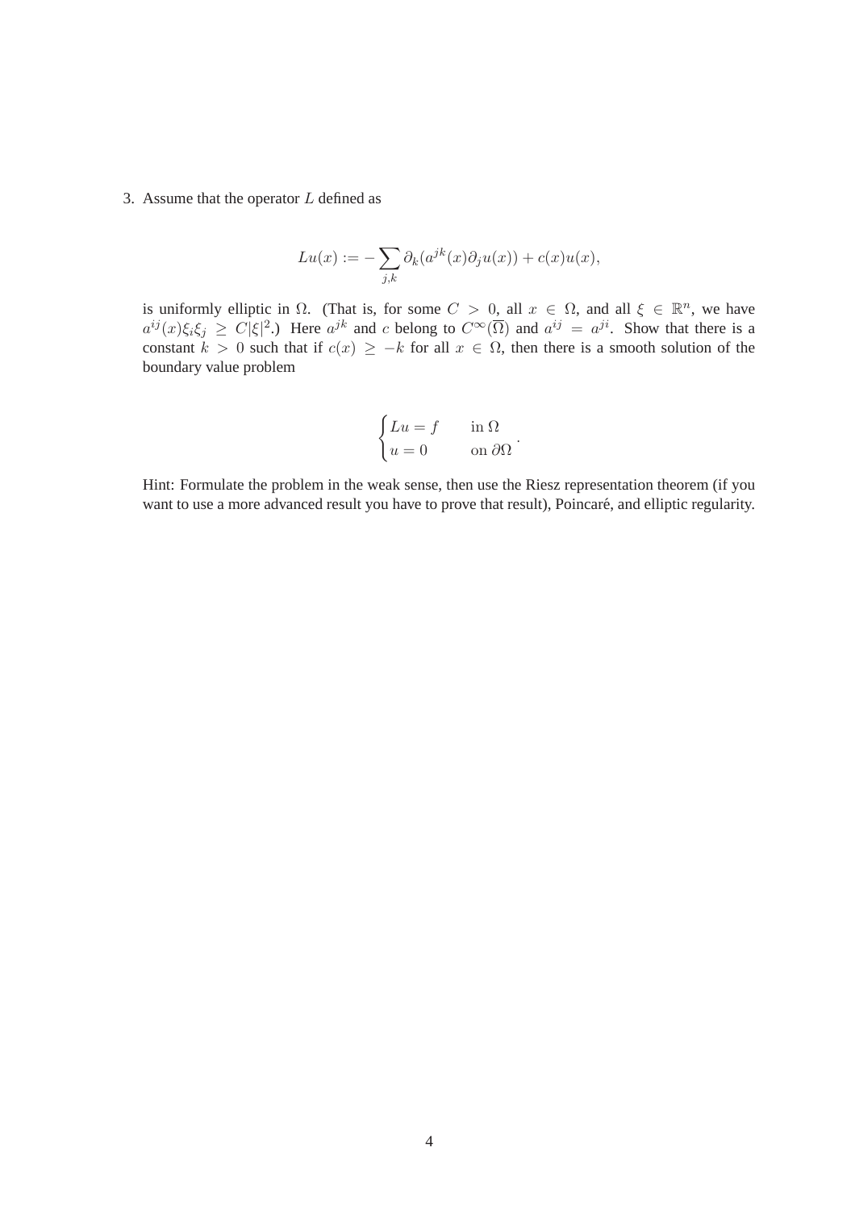3. Assume that the operator $L$ defined as

$$Lu(x) := -\sum_{j,k} \partial_k(a^{jk}(x)\partial_j u(x)) + c(x)u(x),$$

is uniformly elliptic in $\Omega$. (That is, for some $C > 0$, all $x \in \Omega$, and all $\xi \in \mathbb{R}^n$, we have $a^{ij}(x)\xi_i\xi_j \geq C|\xi|^2$.) Here $a^{jk}$ and $c$ belong to $C^\infty(\overline{\Omega})$ and $a^{ij} = a^{ji}$. Show that there is a constant $k > 0$ such that if $c(x) \geq -k$ for all $x \in \Omega$, then there is a smooth solution of the boundary value problem

$$\begin{cases} Lu = f & \text{in } \Omega \\ u = 0 & \text{on } \partial\Omega \end{cases}.$$

Hint: Formulate the problem in the weak sense, then use the Riesz representation theorem (if you want to use a more advanced result you have to prove that result), Poincaré, and elliptic regularity.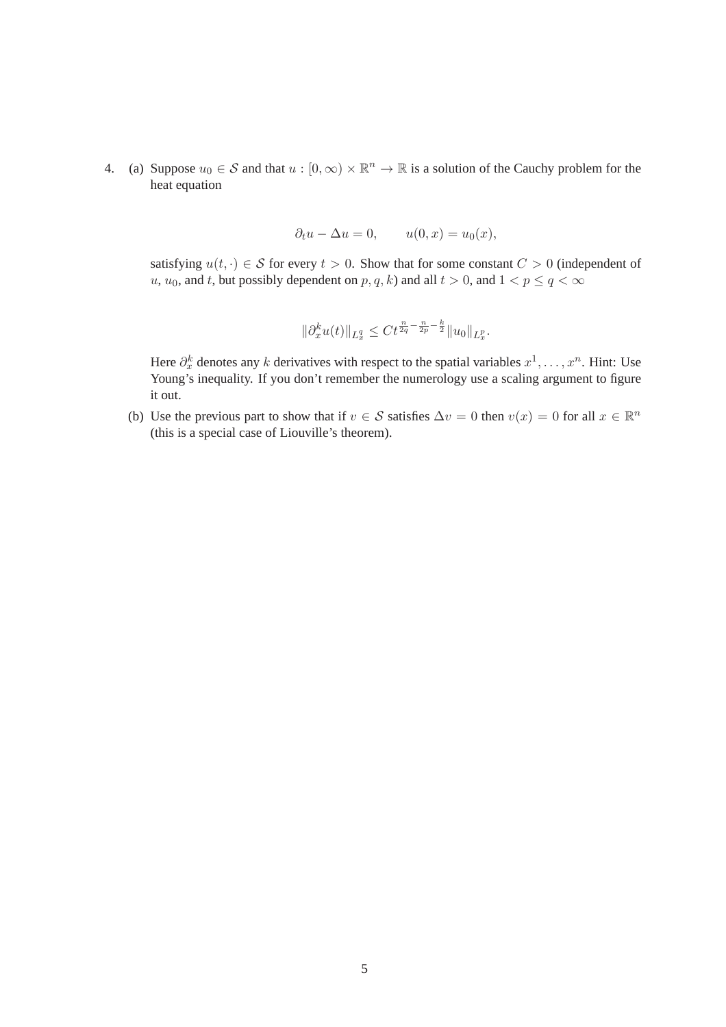4. (a) Suppose $u_0 \in \mathcal{S}$ and that $u : [0, \infty) \times \mathbb{R}^n \to \mathbb{R}$ is a solution of the Cauchy problem for the heat equation

$$\partial_t u - \Delta u = 0, \qquad u(0, x) = u_0(x),$$

satisfying $u(t, \cdot) \in \mathcal{S}$ for every $t > 0$. Show that for some constant $C > 0$ (independent of $u$, $u_0$, and $t$, but possibly dependent on $p, q, k$) and all $t > 0$, and $1 < p \leq q < \infty$

$$\|\partial_x^k u(t)\|_{L_x^q} \leq C t^{\frac{n}{2q} - \frac{n}{2p} - \frac{k}{2}} \|u_0\|_{L_x^p}.$$

Here $\partial_x^k$ denotes any $k$ derivatives with respect to the spatial variables $x^1, \ldots, x^n$. Hint: Use Young's inequality. If you don't remember the numerology use a scaling argument to figure it out.

(b) Use the previous part to show that if $v \in \mathcal{S}$ satisfies $\Delta v = 0$ then $v(x) = 0$ for all $x \in \mathbb{R}^n$ (this is a special case of Liouville's theorem).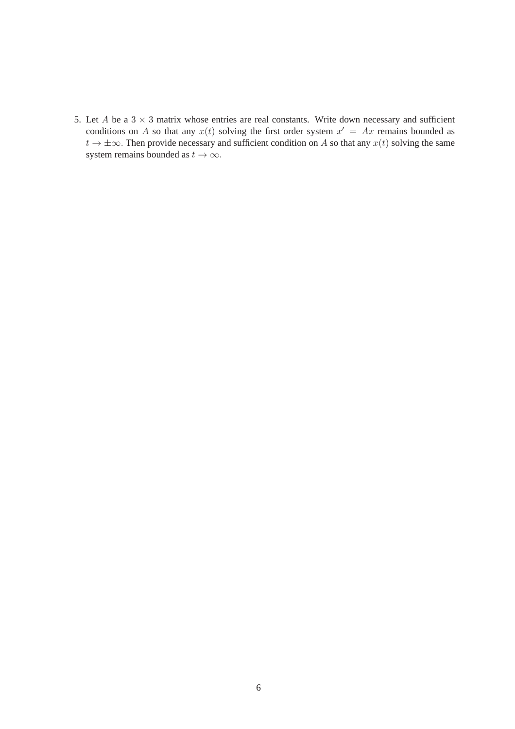5. Let $A$ be a $3 \times 3$ matrix whose entries are real constants. Write down necessary and sufficient conditions on $A$ so that any $x(t)$ solving the first order system $x' = Ax$ remains bounded as $t \to \pm\infty$. Then provide necessary and sufficient condition on $A$ so that any $x(t)$ solving the same system remains bounded as $t \to \infty$.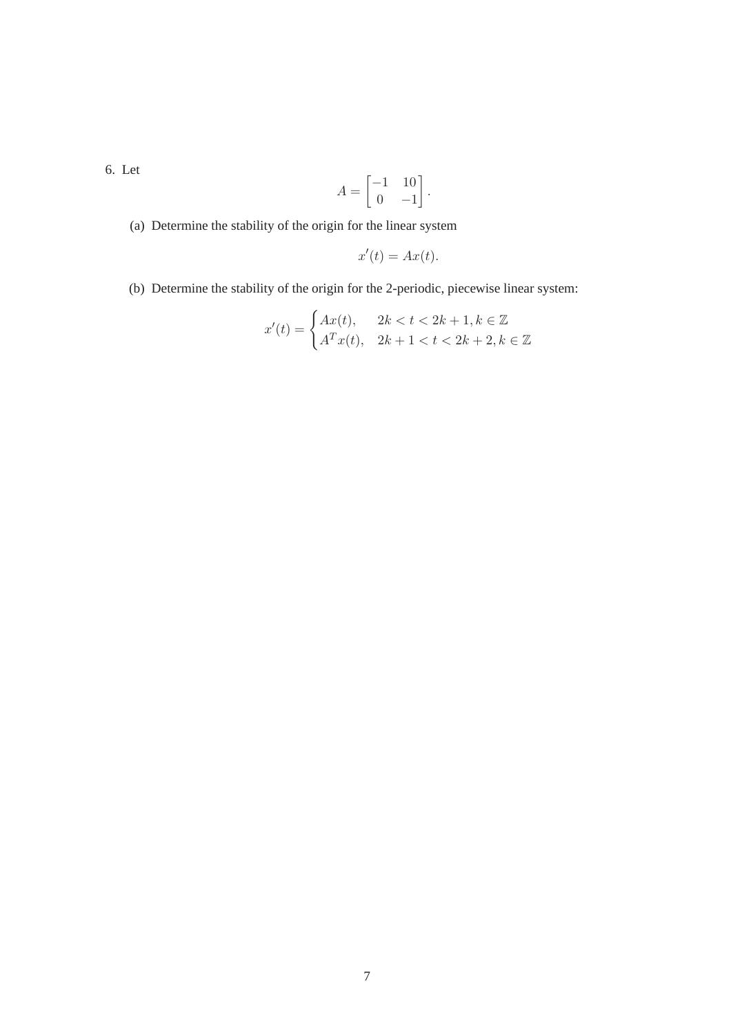6. Let

$$A = \begin{bmatrix} -1 & 10 \\ 0 & -1 \end{bmatrix}.$$

(a) Determine the stability of the origin for the linear system

$$x'(t) = Ax(t).$$

(b) Determine the stability of the origin for the 2-periodic, piecewise linear system:

$$x'(t) = \begin{cases} Ax(t), & 2k < t < 2k+1, k \in \mathbb{Z} \\ A^T x(t), & 2k+1 < t < 2k+2, k \in \mathbb{Z} \end{cases}$$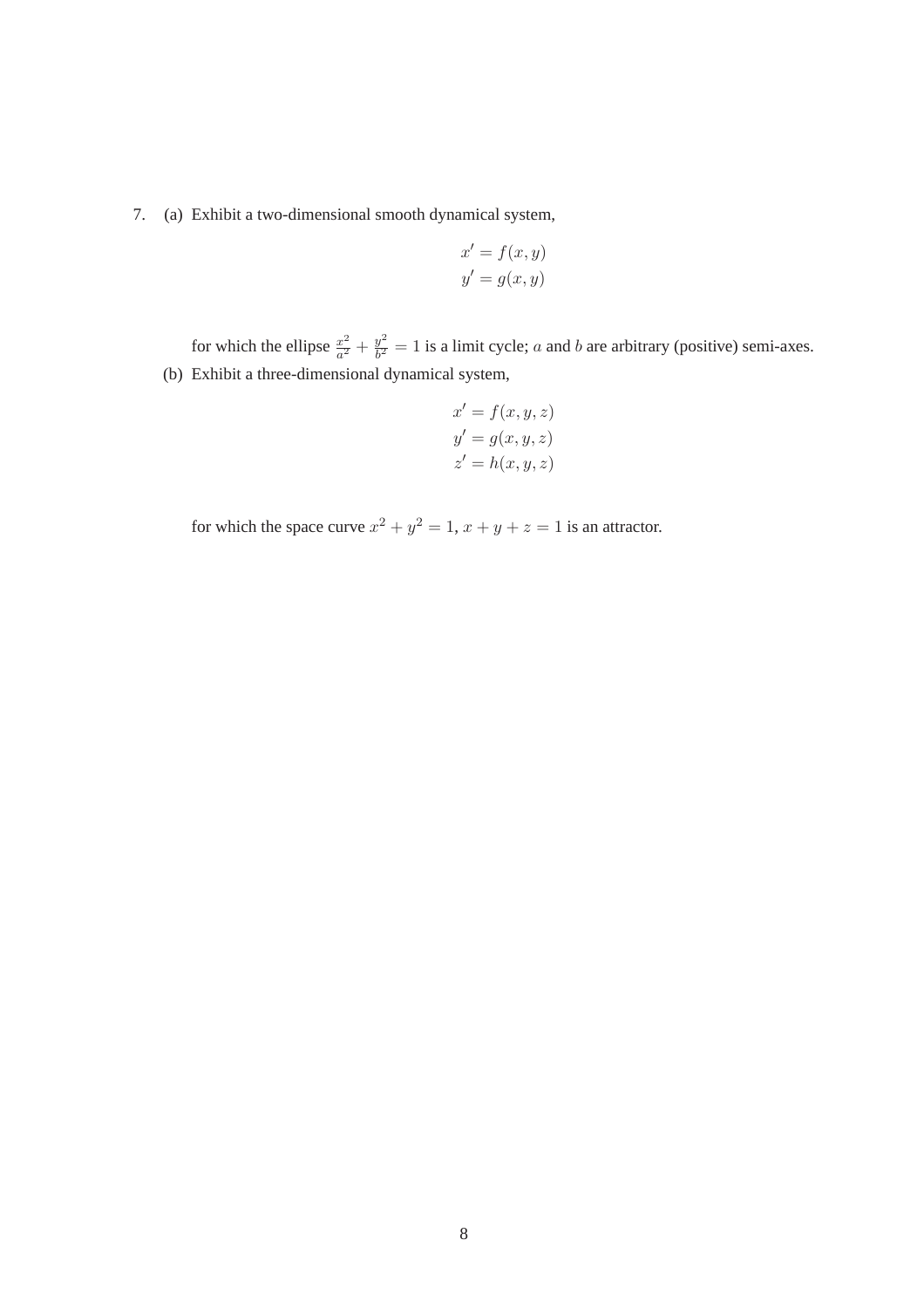7. (a) Exhibit a two-dimensional smooth dynamical system,

$$
\begin{aligned}
x' &= f(x, y) \\
y' &= g(x, y)
\end{aligned}
$$

for which the ellipse $\frac{x^2}{a^2} + \frac{y^2}{b^2} = 1$ is a limit cycle; $a$ and $b$ are arbitrary (positive) semi-axes.

(b) Exhibit a three-dimensional dynamical system,

$$
\begin{aligned}
x' &= f(x, y, z) \\
y' &= g(x, y, z) \\
z' &= h(x, y, z)
\end{aligned}
$$

for which the space curve $x^2 + y^2 = 1$, $x + y + z = 1$ is an attractor.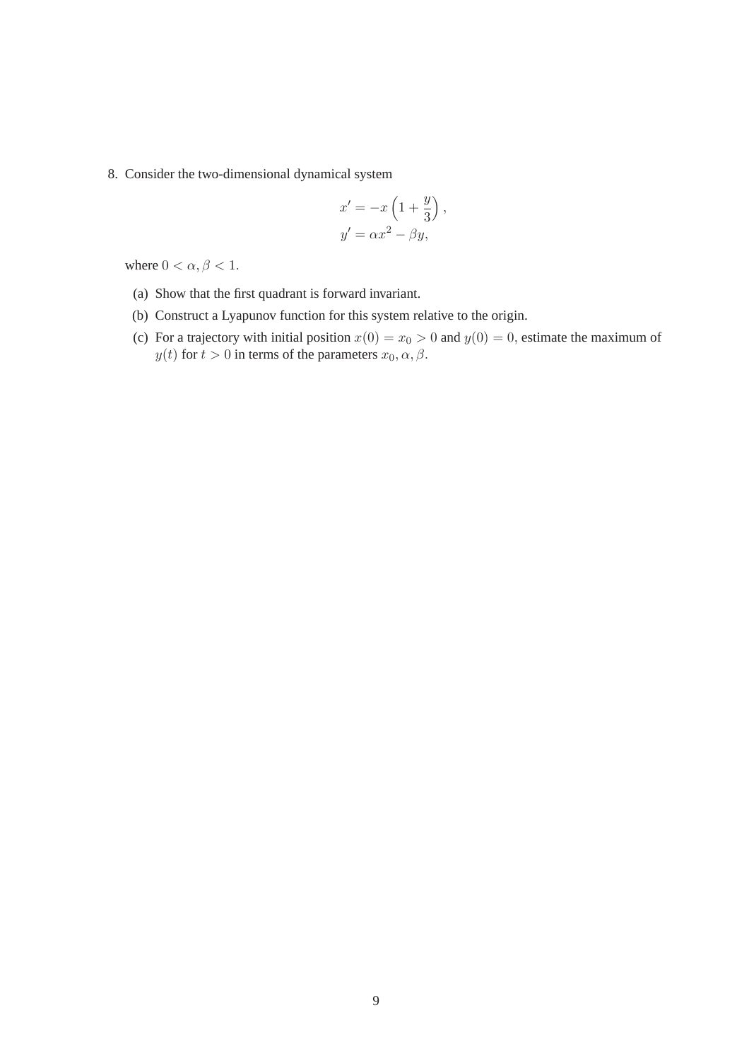8. Consider the two-dimensional dynamical system

$$
\begin{aligned}
x' &= -x\left(1+\frac{y}{3}\right), \\
y' &= \alpha x^2 - \beta y,
\end{aligned}
$$

where $0 < \alpha, \beta < 1$.

   (a) Show that the first quadrant is forward invariant.

   (b) Construct a Lyapunov function for this system relative to the origin.

   (c) For a trajectory with initial position $x(0) = x_0 > 0$ and $y(0) = 0$, estimate the maximum of $y(t)$ for $t > 0$ in terms of the parameters $x_0, \alpha, \beta$.